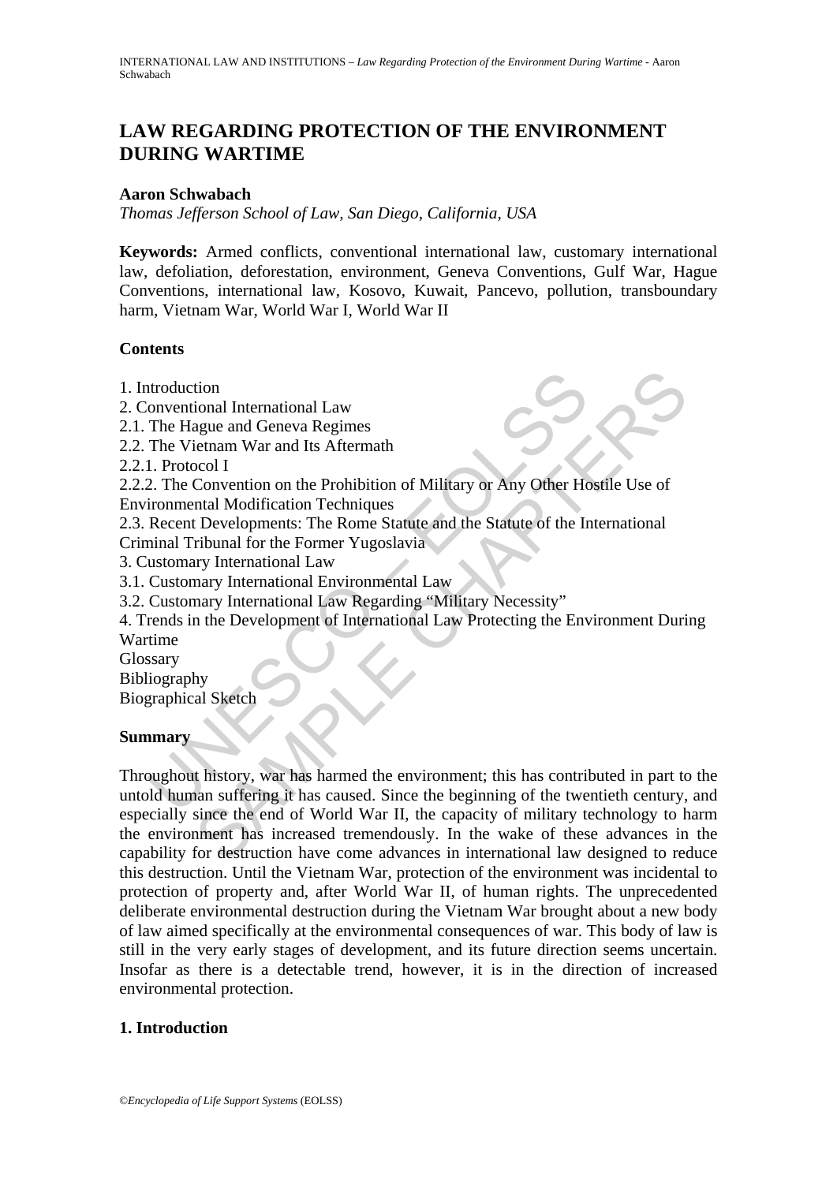# LAW REGARDING PROTECTION OF THE ENVIRONMENT DURING WARTIME

**Aaron Schwabach**

*Thomas Jefferson School of Law, San Diego, California, USA*

**Keywords:** Armed conflicts, conventional international law, customary international law, defoliation, deforestation, environment, Geneva Conventions, Gulf War, Hague Conventions, international law, Kosovo, Kuwait, Pancevo, pollution, transboundary harm, Vietnam War, World War I, World War II

**Contents**

1. Introduction
2. Conventional International Law
2.1. The Hague and Geneva Regimes
2.2. The Vietnam War and Its Aftermath
2.2.1. Protocol I
2.2.2. The Convention on the Prohibition of Military or Any Other Hostile Use of Environmental Modification Techniques
2.3. Recent Developments: The Rome Statute and the Statute of the International Criminal Tribunal for the Former Yugoslavia
3. Customary International Law
3.1. Customary International Environmental Law
3.2. Customary International Law Regarding "Military Necessity"
4. Trends in the Development of International Law Protecting the Environment During Wartime
Glossary
Bibliography
Biographical Sketch

**Summary**

Throughout history, war has harmed the environment; this has contributed in part to the untold human suffering it has caused. Since the beginning of the twentieth century, and especially since the end of World War II, the capacity of military technology to harm the environment has increased tremendously. In the wake of these advances in the capability for destruction have come advances in international law designed to reduce this destruction. Until the Vietnam War, protection of the environment was incidental to protection of property and, after World War II, of human rights. The unprecedented deliberate environmental destruction during the Vietnam War brought about a new body of law aimed specifically at the environmental consequences of war. This body of law is still in the very early stages of development, and its future direction seems uncertain. Insofar as there is a detectable trend, however, it is in the direction of increased environmental protection.

## 1. Introduction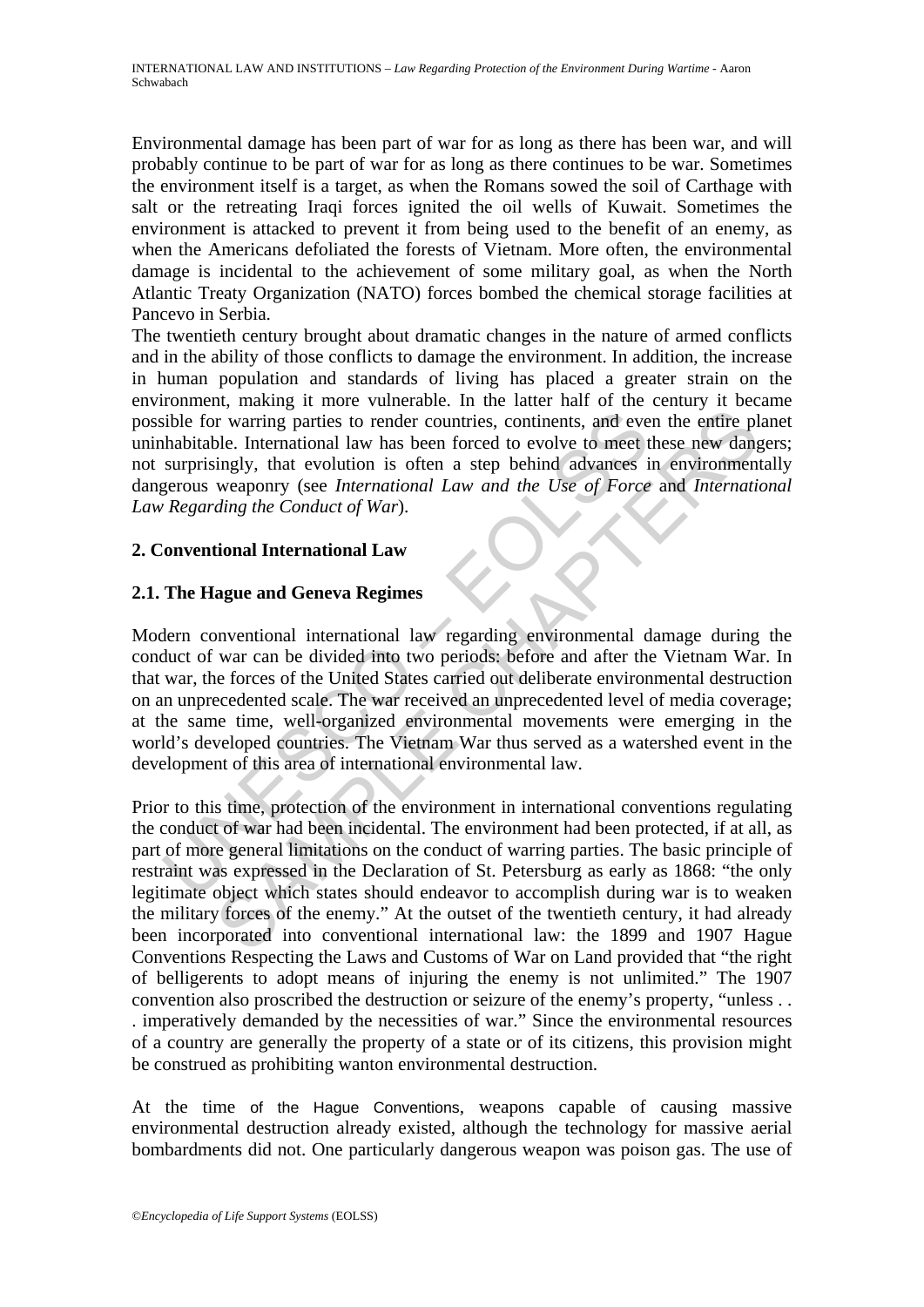Environmental damage has been part of war for as long as there has been war, and will probably continue to be part of war for as long as there continues to be war. Sometimes the environment itself is a target, as when the Romans sowed the soil of Carthage with salt or the retreating Iraqi forces ignited the oil wells of Kuwait. Sometimes the environment is attacked to prevent it from being used to the benefit of an enemy, as when the Americans defoliated the forests of Vietnam. More often, the environmental damage is incidental to the achievement of some military goal, as when the North Atlantic Treaty Organization (NATO) forces bombed the chemical storage facilities at Pancevo in Serbia.

The twentieth century brought about dramatic changes in the nature of armed conflicts and in the ability of those conflicts to damage the environment. In addition, the increase in human population and standards of living has placed a greater strain on the environment, making it more vulnerable. In the latter half of the century it became possible for warring parties to render countries, continents, and even the entire planet uninhabitable. International law has been forced to evolve to meet these new dangers; not surprisingly, that evolution is often a step behind advances in environmentally dangerous weaponry (see *International Law and the Use of Force* and *International Law Regarding the Conduct of War*).

## 2. Conventional International Law

### 2.1. The Hague and Geneva Regimes

Modern conventional international law regarding environmental damage during the conduct of war can be divided into two periods: before and after the Vietnam War. In that war, the forces of the United States carried out deliberate environmental destruction on an unprecedented scale. The war received an unprecedented level of media coverage; at the same time, well-organized environmental movements were emerging in the world's developed countries. The Vietnam War thus served as a watershed event in the development of this area of international environmental law.

Prior to this time, protection of the environment in international conventions regulating the conduct of war had been incidental. The environment had been protected, if at all, as part of more general limitations on the conduct of warring parties. The basic principle of restraint was expressed in the Declaration of St. Petersburg as early as 1868: "the only legitimate object which states should endeavor to accomplish during war is to weaken the military forces of the enemy." At the outset of the twentieth century, it had already been incorporated into conventional international law: the 1899 and 1907 Hague Conventions Respecting the Laws and Customs of War on Land provided that "the right of belligerents to adopt means of injuring the enemy is not unlimited." The 1907 convention also proscribed the destruction or seizure of the enemy's property, "unless . . . imperatively demanded by the necessities of war." Since the environmental resources of a country are generally the property of a state or of its citizens, this provision might be construed as prohibiting wanton environmental destruction.

At the time of the Hague Conventions, weapons capable of causing massive environmental destruction already existed, although the technology for massive aerial bombardments did not. One particularly dangerous weapon was poison gas. The use of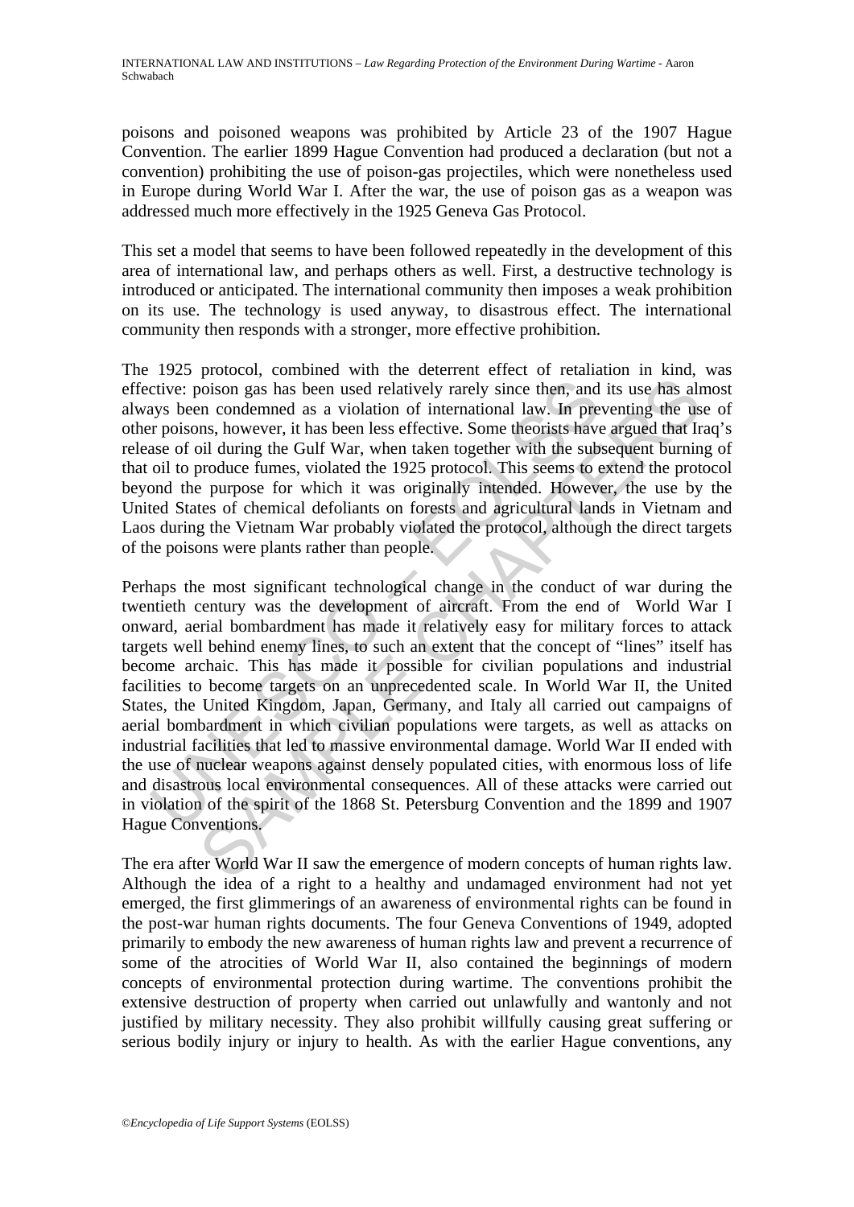poisons and poisoned weapons was prohibited by Article 23 of the 1907 Hague Convention. The earlier 1899 Hague Convention had produced a declaration (but not a convention) prohibiting the use of poison-gas projectiles, which were nonetheless used in Europe during World War I. After the war, the use of poison gas as a weapon was addressed much more effectively in the 1925 Geneva Gas Protocol.

This set a model that seems to have been followed repeatedly in the development of this area of international law, and perhaps others as well. First, a destructive technology is introduced or anticipated. The international community then imposes a weak prohibition on its use. The technology is used anyway, to disastrous effect. The international community then responds with a stronger, more effective prohibition.

The 1925 protocol, combined with the deterrent effect of retaliation in kind, was effective: poison gas has been used relatively rarely since then, and its use has almost always been condemned as a violation of international law. In preventing the use of other poisons, however, it has been less effective. Some theorists have argued that Iraq's release of oil during the Gulf War, when taken together with the subsequent burning of that oil to produce fumes, violated the 1925 protocol. This seems to extend the protocol beyond the purpose for which it was originally intended. However, the use by the United States of chemical defoliants on forests and agricultural lands in Vietnam and Laos during the Vietnam War probably violated the protocol, although the direct targets of the poisons were plants rather than people.

Perhaps the most significant technological change in the conduct of war during the twentieth century was the development of aircraft. From the end of World War I onward, aerial bombardment has made it relatively easy for military forces to attack targets well behind enemy lines, to such an extent that the concept of "lines" itself has become archaic. This has made it possible for civilian populations and industrial facilities to become targets on an unprecedented scale. In World War II, the United States, the United Kingdom, Japan, Germany, and Italy all carried out campaigns of aerial bombardment in which civilian populations were targets, as well as attacks on industrial facilities that led to massive environmental damage. World War II ended with the use of nuclear weapons against densely populated cities, with enormous loss of life and disastrous local environmental consequences. All of these attacks were carried out in violation of the spirit of the 1868 St. Petersburg Convention and the 1899 and 1907 Hague Conventions.

The era after World War II saw the emergence of modern concepts of human rights law. Although the idea of a right to a healthy and undamaged environment had not yet emerged, the first glimmerings of an awareness of environmental rights can be found in the post-war human rights documents. The four Geneva Conventions of 1949, adopted primarily to embody the new awareness of human rights law and prevent a recurrence of some of the atrocities of World War II, also contained the beginnings of modern concepts of environmental protection during wartime. The conventions prohibit the extensive destruction of property when carried out unlawfully and wantonly and not justified by military necessity. They also prohibit willfully causing great suffering or serious bodily injury or injury to health. As with the earlier Hague conventions, any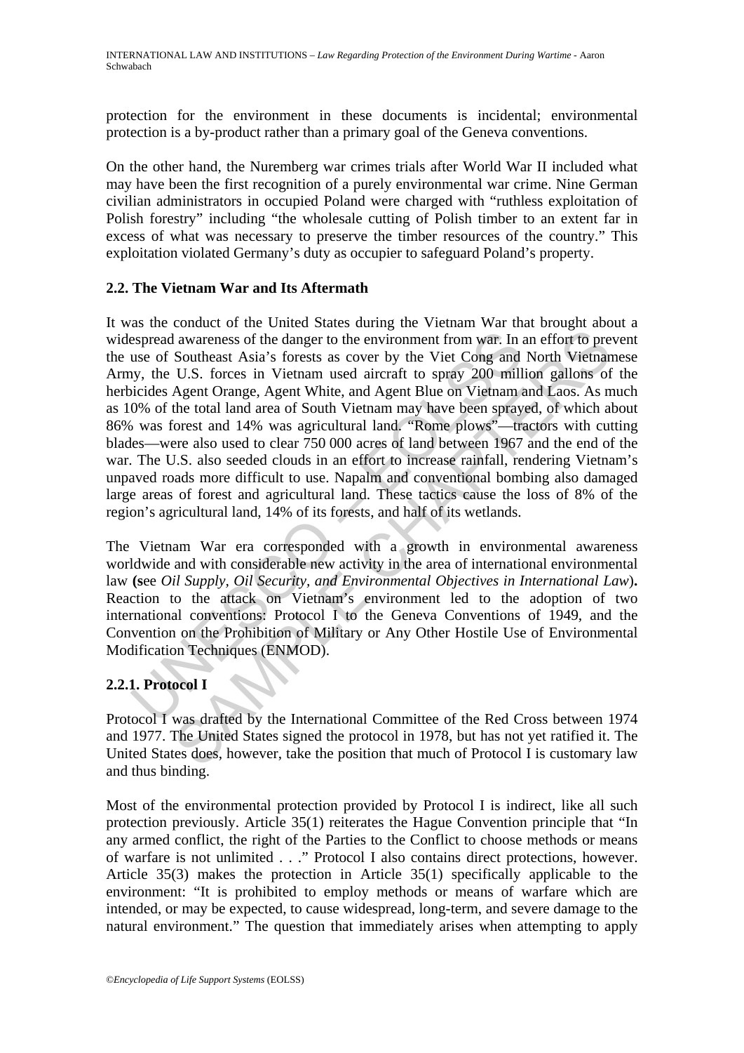protection for the environment in these documents is incidental; environmental protection is a by-product rather than a primary goal of the Geneva conventions.

On the other hand, the Nuremberg war crimes trials after World War II included what may have been the first recognition of a purely environmental war crime. Nine German civilian administrators in occupied Poland were charged with "ruthless exploitation of Polish forestry" including "the wholesale cutting of Polish timber to an extent far in excess of what was necessary to preserve the timber resources of the country." This exploitation violated Germany's duty as occupier to safeguard Poland's property.

## 2.2. The Vietnam War and Its Aftermath

It was the conduct of the United States during the Vietnam War that brought about a widespread awareness of the danger to the environment from war. In an effort to prevent the use of Southeast Asia's forests as cover by the Viet Cong and North Vietnamese Army, the U.S. forces in Vietnam used aircraft to spray 200 million gallons of the herbicides Agent Orange, Agent White, and Agent Blue on Vietnam and Laos. As much as 10% of the total land area of South Vietnam may have been sprayed, of which about 86% was forest and 14% was agricultural land. "Rome plows"—tractors with cutting blades—were also used to clear 750 000 acres of land between 1967 and the end of the war. The U.S. also seeded clouds in an effort to increase rainfall, rendering Vietnam's unpaved roads more difficult to use. Napalm and conventional bombing also damaged large areas of forest and agricultural land. These tactics cause the loss of 8% of the region's agricultural land, 14% of its forests, and half of its wetlands.

The Vietnam War era corresponded with a growth in environmental awareness worldwide and with considerable new activity in the area of international environmental law **(s**ee *Oil Supply, Oil Security, and Environmental Objectives in International Law*)**.** Reaction to the attack on Vietnam's environment led to the adoption of two international conventions: Protocol I to the Geneva Conventions of 1949, and the Convention on the Prohibition of Military or Any Other Hostile Use of Environmental Modification Techniques (ENMOD).

### 2.2.1. Protocol I

Protocol I was drafted by the International Committee of the Red Cross between 1974 and 1977. The United States signed the protocol in 1978, but has not yet ratified it. The United States does, however, take the position that much of Protocol I is customary law and thus binding.

Most of the environmental protection provided by Protocol I is indirect, like all such protection previously. Article 35(1) reiterates the Hague Convention principle that "In any armed conflict, the right of the Parties to the Conflict to choose methods or means of warfare is not unlimited . . ." Protocol I also contains direct protections, however. Article 35(3) makes the protection in Article 35(1) specifically applicable to the environment: "It is prohibited to employ methods or means of warfare which are intended, or may be expected, to cause widespread, long-term, and severe damage to the natural environment." The question that immediately arises when attempting to apply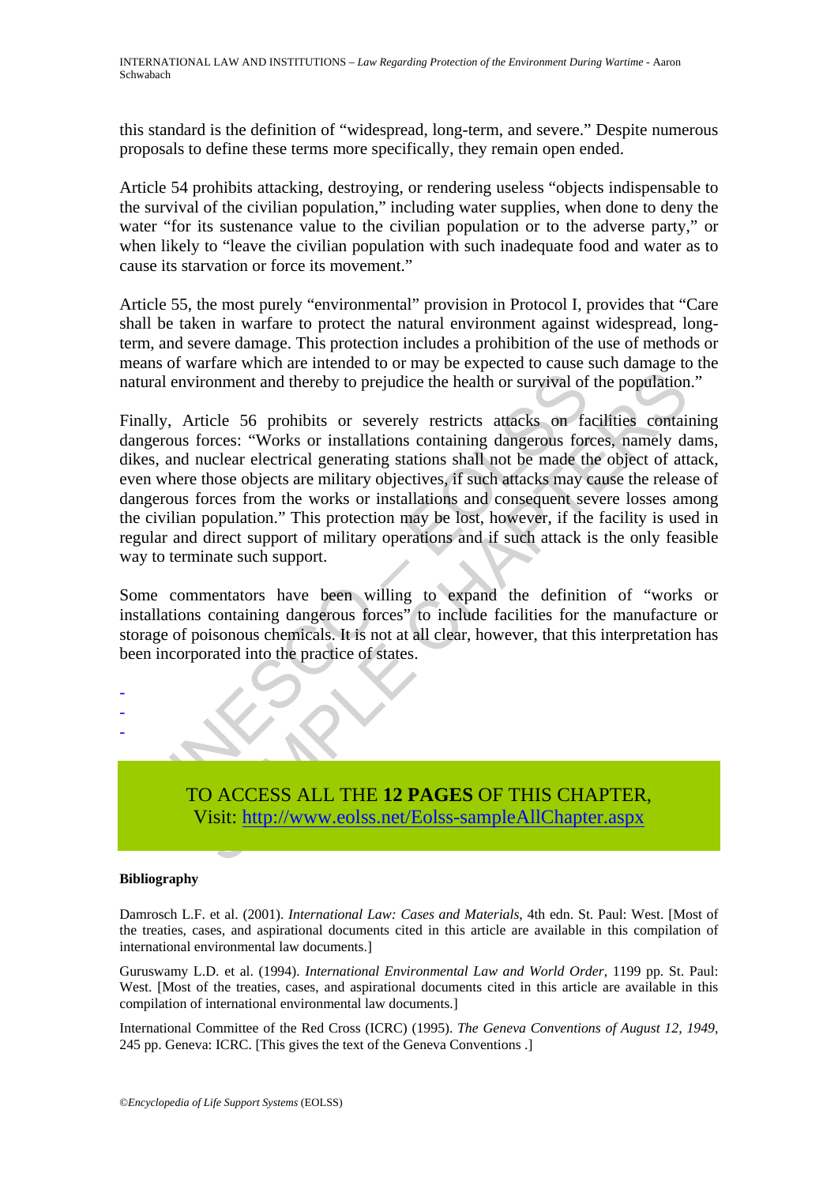this standard is the definition of "widespread, long-term, and severe." Despite numerous proposals to define these terms more specifically, they remain open ended.

Article 54 prohibits attacking, destroying, or rendering useless "objects indispensable to the survival of the civilian population," including water supplies, when done to deny the water "for its sustenance value to the civilian population or to the adverse party," or when likely to "leave the civilian population with such inadequate food and water as to cause its starvation or force its movement."

Article 55, the most purely "environmental" provision in Protocol I, provides that "Care shall be taken in warfare to protect the natural environment against widespread, long-term, and severe damage. This protection includes a prohibition of the use of methods or means of warfare which are intended to or may be expected to cause such damage to the natural environment and thereby to prejudice the health or survival of the population."

Finally, Article 56 prohibits or severely restricts attacks on facilities containing dangerous forces: "Works or installations containing dangerous forces, namely dams, dikes, and nuclear electrical generating stations shall not be made the object of attack, even where those objects are military objectives, if such attacks may cause the release of dangerous forces from the works or installations and consequent severe losses among the civilian population." This protection may be lost, however, if the facility is used in regular and direct support of military operations and if such attack is the only feasible way to terminate such support.

Some commentators have been willing to expand the definition of "works or installations containing dangerous forces" to include facilities for the manufacture or storage of poisonous chemicals. It is not at all clear, however, that this interpretation has been incorporated into the practice of states.

-
-
-

TO ACCESS ALL THE **12 PAGES** OF THIS CHAPTER,
Visit: http://www.eolss.net/Eolss-sampleAllChapter.aspx

#### Bibliography

Damrosch L.F. et al. (2001). *International Law: Cases and Materials*, 4th edn. St. Paul: West. [Most of the treaties, cases, and aspirational documents cited in this article are available in this compilation of international environmental law documents.]

Guruswamy L.D. et al. (1994). *International Environmental Law and World Order*, 1199 pp. St. Paul: West. [Most of the treaties, cases, and aspirational documents cited in this article are available in this compilation of international environmental law documents.]

International Committee of the Red Cross (ICRC) (1995). *The Geneva Conventions of August 12, 1949*, 245 pp. Geneva: ICRC. [This gives the text of the Geneva Conventions .]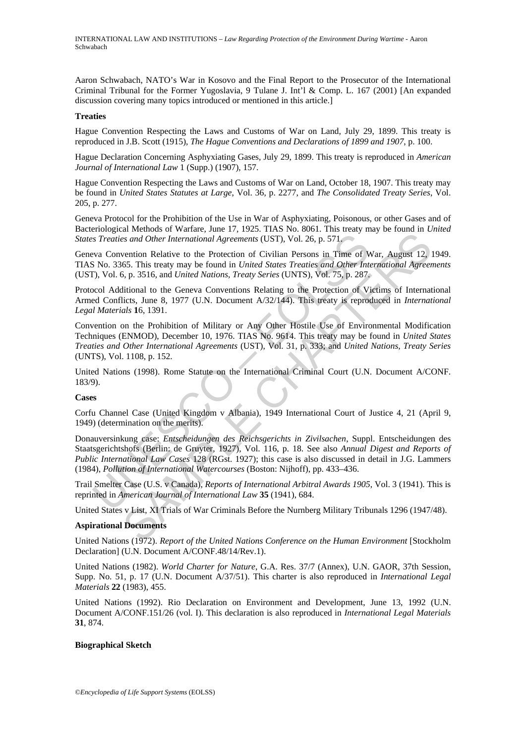Aaron Schwabach, NATO's War in Kosovo and the Final Report to the Prosecutor of the International Criminal Tribunal for the Former Yugoslavia, 9 Tulane J. Int'l & Comp. L. 167 (2001) [An expanded discussion covering many topics introduced or mentioned in this article.]

**Treaties**

Hague Convention Respecting the Laws and Customs of War on Land, July 29, 1899. This treaty is reproduced in J.B. Scott (1915), *The Hague Conventions and Declarations of 1899 and 1907*, p. 100.

Hague Declaration Concerning Asphyxiating Gases, July 29, 1899. This treaty is reproduced in *American Journal of International Law* 1 (Supp.) (1907), 157.

Hague Convention Respecting the Laws and Customs of War on Land, October 18, 1907. This treaty may be found in *United States Statutes at Large*, Vol. 36, p. 2277, and *The Consolidated Treaty Series*, Vol. 205, p. 277.

Geneva Protocol for the Prohibition of the Use in War of Asphyxiating, Poisonous, or other Gases and of Bacteriological Methods of Warfare, June 17, 1925. TIAS No. 8061. This treaty may be found in *United States Treaties and Other International Agreements* (UST), Vol. 26, p. 571.

Geneva Convention Relative to the Protection of Civilian Persons in Time of War, August 12, 1949. TIAS No. 3365. This treaty may be found in *United States Treaties and Other International Agreements* (UST), Vol. 6, p. 3516, and *United Nations, Treaty Series* (UNTS), Vol. 75, p. 287.

Protocol Additional to the Geneva Conventions Relating to the Protection of Victims of International Armed Conflicts, June 8, 1977 (U.N. Document A/32/144). This treaty is reproduced in *International Legal Materials* **1**6, 1391.

Convention on the Prohibition of Military or Any Other Hostile Use of Environmental Modification Techniques (ENMOD), December 10, 1976. TIAS No. 9614. This treaty may be found in *United States Treaties and Other International Agreements* (UST), Vol. 31, p. 333; and *United Nations, Treaty Series* (UNTS), Vol. 1108, p. 152.

United Nations (1998). Rome Statute on the International Criminal Court (U.N. Document A/CONF. 183/9).

**Cases**

Corfu Channel Case (United Kingdom v Albania), 1949 International Court of Justice 4, 21 (April 9, 1949) (determination on the merits).

Donauversinkung case: *Entscheidungen des Reichsgerichts in Zivilsachen*, Suppl. Entscheidungen des Staatsgerichtshofs (Berlin: de Gruyter, 1927), Vol. 116, p. 18. See also *Annual Digest and Reports of Public International Law Cases* 128 (RGst. 1927); this case is also discussed in detail in J.G. Lammers (1984), *Pollution of International Watercourses* (Boston: Nijhoff), pp. 433–436.

Trail Smelter Case (U.S. v Canada), *Reports of International Arbitral Awards 1905*, Vol. 3 (1941). This is reprinted in *American Journal of International Law* **35** (1941), 684.

United States v List, XI Trials of War Criminals Before the Nurnberg Military Tribunals 1296 (1947/48).

**Aspirational Documents**

United Nations (1972). *Report of the United Nations Conference on the Human Environment* [Stockholm Declaration] (U.N. Document A/CONF.48/14/Rev.1).

United Nations (1982). *World Charter for Nature*, G.A. Res. 37/7 (Annex), U.N. GAOR, 37th Session, Supp. No. 51, p. 17 (U.N. Document A/37/51). This charter is also reproduced in *International Legal Materials* **22** (1983), 455.

United Nations (1992). Rio Declaration on Environment and Development, June 13, 1992 (U.N. Document A/CONF.151/26 (vol. I). This declaration is also reproduced in *International Legal Materials* **31**, 874.

**Biographical Sketch**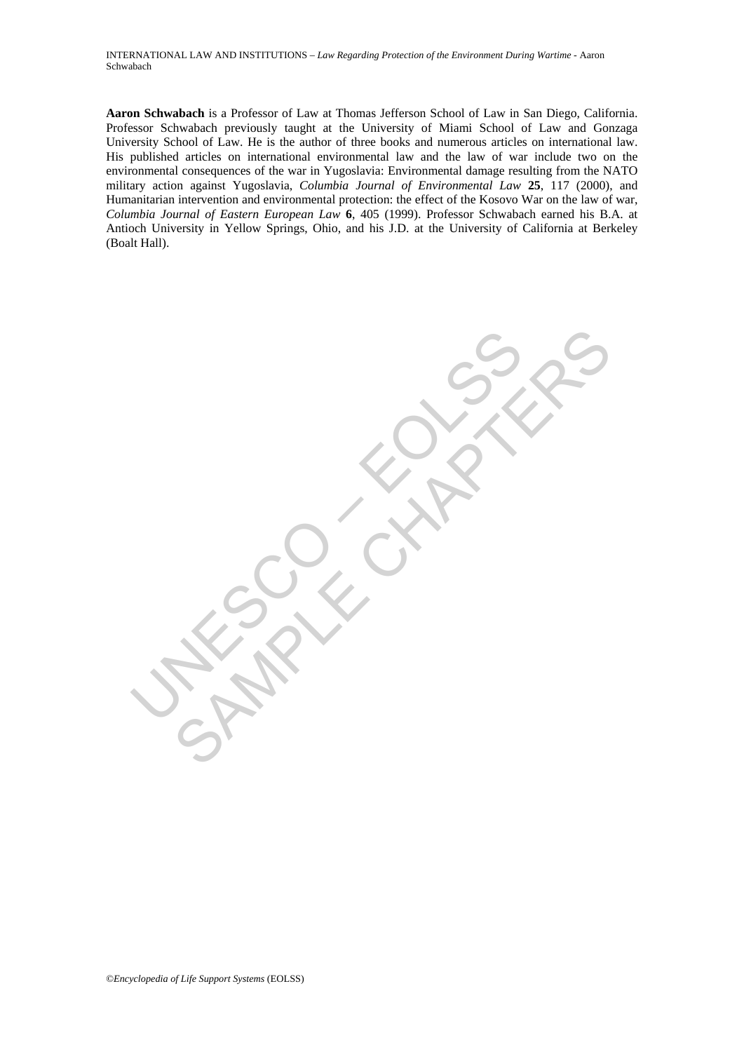**Aaron Schwabach** is a Professor of Law at Thomas Jefferson School of Law in San Diego, California. Professor Schwabach previously taught at the University of Miami School of Law and Gonzaga University School of Law. He is the author of three books and numerous articles on international law. His published articles on international environmental law and the law of war include two on the environmental consequences of the war in Yugoslavia: Environmental damage resulting from the NATO military action against Yugoslavia, *Columbia Journal of Environmental Law* **25**, 117 (2000), and Humanitarian intervention and environmental protection: the effect of the Kosovo War on the law of war, *Columbia Journal of Eastern European Law* **6**, 405 (1999). Professor Schwabach earned his B.A. at Antioch University in Yellow Springs, Ohio, and his J.D. at the University of California at Berkeley (Boalt Hall).